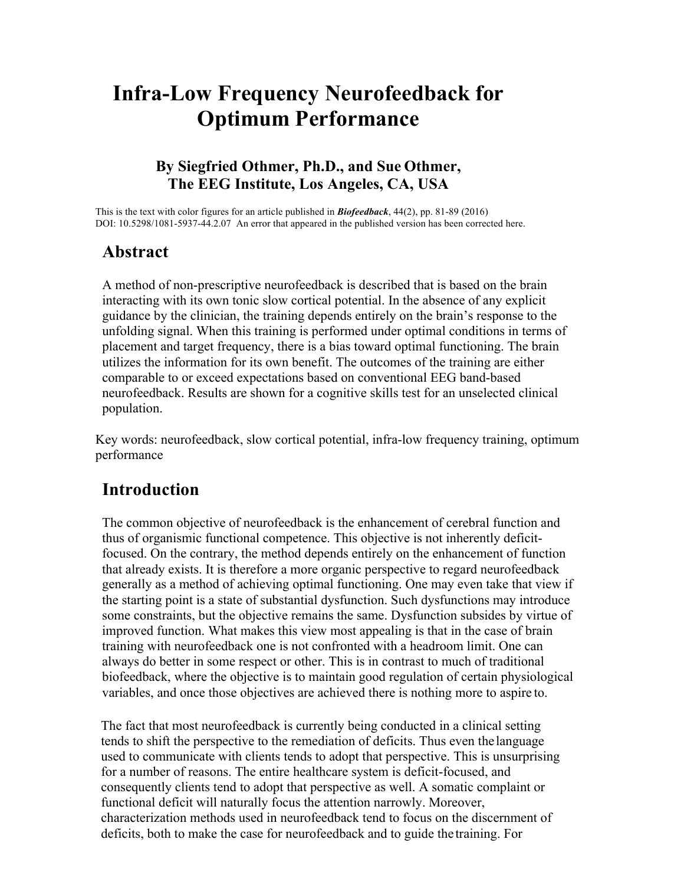# Infra-Low Frequency Neurofeedback for Optimum Performance

### By Siegfried Othmer, Ph.D., and Sue Othmer, The EEG Institute, Los Angeles, CA, USA

This is the text with color figures for an article published in ***Biofeedback***, 44(2), pp. 81-89 (2016) DOI: 10.5298/1081-5937-44.2.07 An error that appeared in the published version has been corrected here.

## Abstract

A method of non-prescriptive neurofeedback is described that is based on the brain interacting with its own tonic slow cortical potential. In the absence of any explicit guidance by the clinician, the training depends entirely on the brain's response to the unfolding signal. When this training is performed under optimal conditions in terms of placement and target frequency, there is a bias toward optimal functioning. The brain utilizes the information for its own benefit. The outcomes of the training are either comparable to or exceed expectations based on conventional EEG band-based neurofeedback. Results are shown for a cognitive skills test for an unselected clinical population.

Key words: neurofeedback, slow cortical potential, infra-low frequency training, optimum performance

## Introduction

The common objective of neurofeedback is the enhancement of cerebral function and thus of organismic functional competence. This objective is not inherently deficit-focused. On the contrary, the method depends entirely on the enhancement of function that already exists. It is therefore a more organic perspective to regard neurofeedback generally as a method of achieving optimal functioning. One may even take that view if the starting point is a state of substantial dysfunction. Such dysfunctions may introduce some constraints, but the objective remains the same. Dysfunction subsides by virtue of improved function. What makes this view most appealing is that in the case of brain training with neurofeedback one is not confronted with a headroom limit. One can always do better in some respect or other. This is in contrast to much of traditional biofeedback, where the objective is to maintain good regulation of certain physiological variables, and once those objectives are achieved there is nothing more to aspire to.

The fact that most neurofeedback is currently being conducted in a clinical setting tends to shift the perspective to the remediation of deficits. Thus even the language used to communicate with clients tends to adopt that perspective. This is unsurprising for a number of reasons. The entire healthcare system is deficit-focused, and consequently clients tend to adopt that perspective as well. A somatic complaint or functional deficit will naturally focus the attention narrowly. Moreover, characterization methods used in neurofeedback tend to focus on the discernment of deficits, both to make the case for neurofeedback and to guide the training. For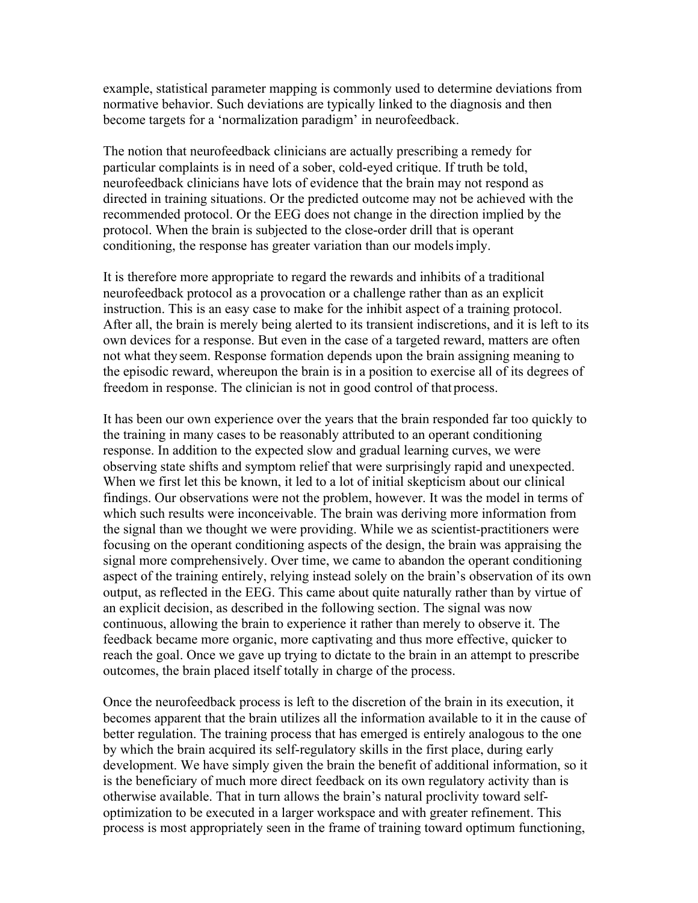example, statistical parameter mapping is commonly used to determine deviations from normative behavior. Such deviations are typically linked to the diagnosis and then become targets for a 'normalization paradigm' in neurofeedback.

The notion that neurofeedback clinicians are actually prescribing a remedy for particular complaints is in need of a sober, cold-eyed critique. If truth be told, neurofeedback clinicians have lots of evidence that the brain may not respond as directed in training situations. Or the predicted outcome may not be achieved with the recommended protocol. Or the EEG does not change in the direction implied by the protocol. When the brain is subjected to the close-order drill that is operant conditioning, the response has greater variation than our models imply.

It is therefore more appropriate to regard the rewards and inhibits of a traditional neurofeedback protocol as a provocation or a challenge rather than as an explicit instruction. This is an easy case to make for the inhibit aspect of a training protocol. After all, the brain is merely being alerted to its transient indiscretions, and it is left to its own devices for a response. But even in the case of a targeted reward, matters are often not what they seem. Response formation depends upon the brain assigning meaning to the episodic reward, whereupon the brain is in a position to exercise all of its degrees of freedom in response. The clinician is not in good control of that process.

It has been our own experience over the years that the brain responded far too quickly to the training in many cases to be reasonably attributed to an operant conditioning response. In addition to the expected slow and gradual learning curves, we were observing state shifts and symptom relief that were surprisingly rapid and unexpected. When we first let this be known, it led to a lot of initial skepticism about our clinical findings. Our observations were not the problem, however. It was the model in terms of which such results were inconceivable. The brain was deriving more information from the signal than we thought we were providing. While we as scientist-practitioners were focusing on the operant conditioning aspects of the design, the brain was appraising the signal more comprehensively. Over time, we came to abandon the operant conditioning aspect of the training entirely, relying instead solely on the brain's observation of its own output, as reflected in the EEG. This came about quite naturally rather than by virtue of an explicit decision, as described in the following section. The signal was now continuous, allowing the brain to experience it rather than merely to observe it. The feedback became more organic, more captivating and thus more effective, quicker to reach the goal. Once we gave up trying to dictate to the brain in an attempt to prescribe outcomes, the brain placed itself totally in charge of the process.

Once the neurofeedback process is left to the discretion of the brain in its execution, it becomes apparent that the brain utilizes all the information available to it in the cause of better regulation. The training process that has emerged is entirely analogous to the one by which the brain acquired its self-regulatory skills in the first place, during early development. We have simply given the brain the benefit of additional information, so it is the beneficiary of much more direct feedback on its own regulatory activity than is otherwise available. That in turn allows the brain's natural proclivity toward self-optimization to be executed in a larger workspace and with greater refinement. This process is most appropriately seen in the frame of training toward optimum functioning,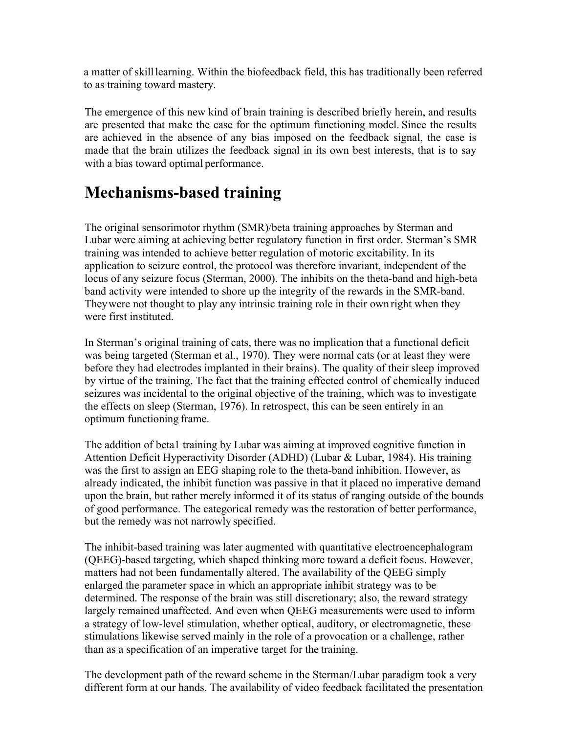a matter of skill learning. Within the biofeedback field, this has traditionally been referred to as training toward mastery.

The emergence of this new kind of brain training is described briefly herein, and results are presented that make the case for the optimum functioning model. Since the results are achieved in the absence of any bias imposed on the feedback signal, the case is made that the brain utilizes the feedback signal in its own best interests, that is to say with a bias toward optimal performance.

# Mechanisms-based training

The original sensorimotor rhythm (SMR)/beta training approaches by Sterman and Lubar were aiming at achieving better regulatory function in first order. Sterman's SMR training was intended to achieve better regulation of motoric excitability. In its application to seizure control, the protocol was therefore invariant, independent of the locus of any seizure focus (Sterman, 2000). The inhibits on the theta-band and high-beta band activity were intended to shore up the integrity of the rewards in the SMR-band. They were not thought to play any intrinsic training role in their own right when they were first instituted.

In Sterman's original training of cats, there was no implication that a functional deficit was being targeted (Sterman et al., 1970). They were normal cats (or at least they were before they had electrodes implanted in their brains). The quality of their sleep improved by virtue of the training. The fact that the training effected control of chemically induced seizures was incidental to the original objective of the training, which was to investigate the effects on sleep (Sterman, 1976). In retrospect, this can be seen entirely in an optimum functioning frame.

The addition of beta1 training by Lubar was aiming at improved cognitive function in Attention Deficit Hyperactivity Disorder (ADHD) (Lubar & Lubar, 1984). His training was the first to assign an EEG shaping role to the theta-band inhibition. However, as already indicated, the inhibit function was passive in that it placed no imperative demand upon the brain, but rather merely informed it of its status of ranging outside of the bounds of good performance. The categorical remedy was the restoration of better performance, but the remedy was not narrowly specified.

The inhibit-based training was later augmented with quantitative electroencephalogram (QEEG)-based targeting, which shaped thinking more toward a deficit focus. However, matters had not been fundamentally altered. The availability of the QEEG simply enlarged the parameter space in which an appropriate inhibit strategy was to be determined. The response of the brain was still discretionary; also, the reward strategy largely remained unaffected. And even when QEEG measurements were used to inform a strategy of low-level stimulation, whether optical, auditory, or electromagnetic, these stimulations likewise served mainly in the role of a provocation or a challenge, rather than as a specification of an imperative target for the training.

The development path of the reward scheme in the Sterman/Lubar paradigm took a very different form at our hands. The availability of video feedback facilitated the presentation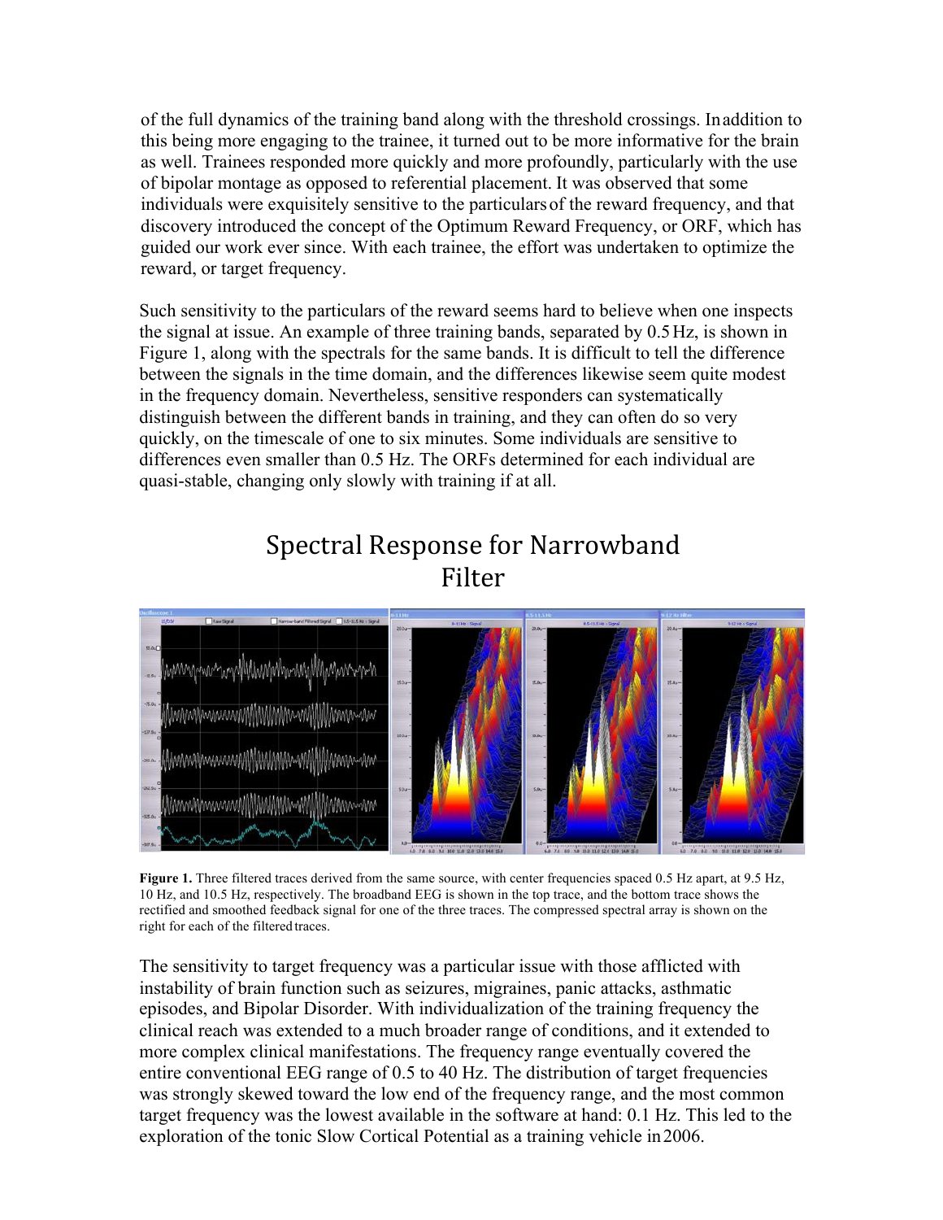of the full dynamics of the training band along with the threshold crossings. In addition to this being more engaging to the trainee, it turned out to be more informative for the brain as well. Trainees responded more quickly and more profoundly, particularly with the use of bipolar montage as opposed to referential placement. It was observed that some individuals were exquisitely sensitive to the particulars of the reward frequency, and that discovery introduced the concept of the Optimum Reward Frequency, or ORF, which has guided our work ever since. With each trainee, the effort was undertaken to optimize the reward, or target frequency.

Such sensitivity to the particulars of the reward seems hard to believe when one inspects the signal at issue. An example of three training bands, separated by 0.5 Hz, is shown in Figure 1, along with the spectrals for the same bands. It is difficult to tell the difference between the signals in the time domain, and the differences likewise seem quite modest in the frequency domain. Nevertheless, sensitive responders can systematically distinguish between the different bands in training, and they can often do so very quickly, on the timescale of one to six minutes. Some individuals are sensitive to differences even smaller than 0.5 Hz. The ORFs determined for each individual are quasi-stable, changing only slowly with training if at all.

## Spectral Response for Narrowband Filter

**Figure 1.** Three filtered traces derived from the same source, with center frequencies spaced 0.5 Hz apart, at 9.5 Hz, 10 Hz, and 10.5 Hz, respectively. The broadband EEG is shown in the top trace, and the bottom trace shows the rectified and smoothed feedback signal for one of the three traces. The compressed spectral array is shown on the right for each of the filtered traces.

The sensitivity to target frequency was a particular issue with those afflicted with instability of brain function such as seizures, migraines, panic attacks, asthmatic episodes, and Bipolar Disorder. With individualization of the training frequency the clinical reach was extended to a much broader range of conditions, and it extended to more complex clinical manifestations. The frequency range eventually covered the entire conventional EEG range of 0.5 to 40 Hz. The distribution of target frequencies was strongly skewed toward the low end of the frequency range, and the most common target frequency was the lowest available in the software at hand: 0.1 Hz. This led to the exploration of the tonic Slow Cortical Potential as a training vehicle in 2006.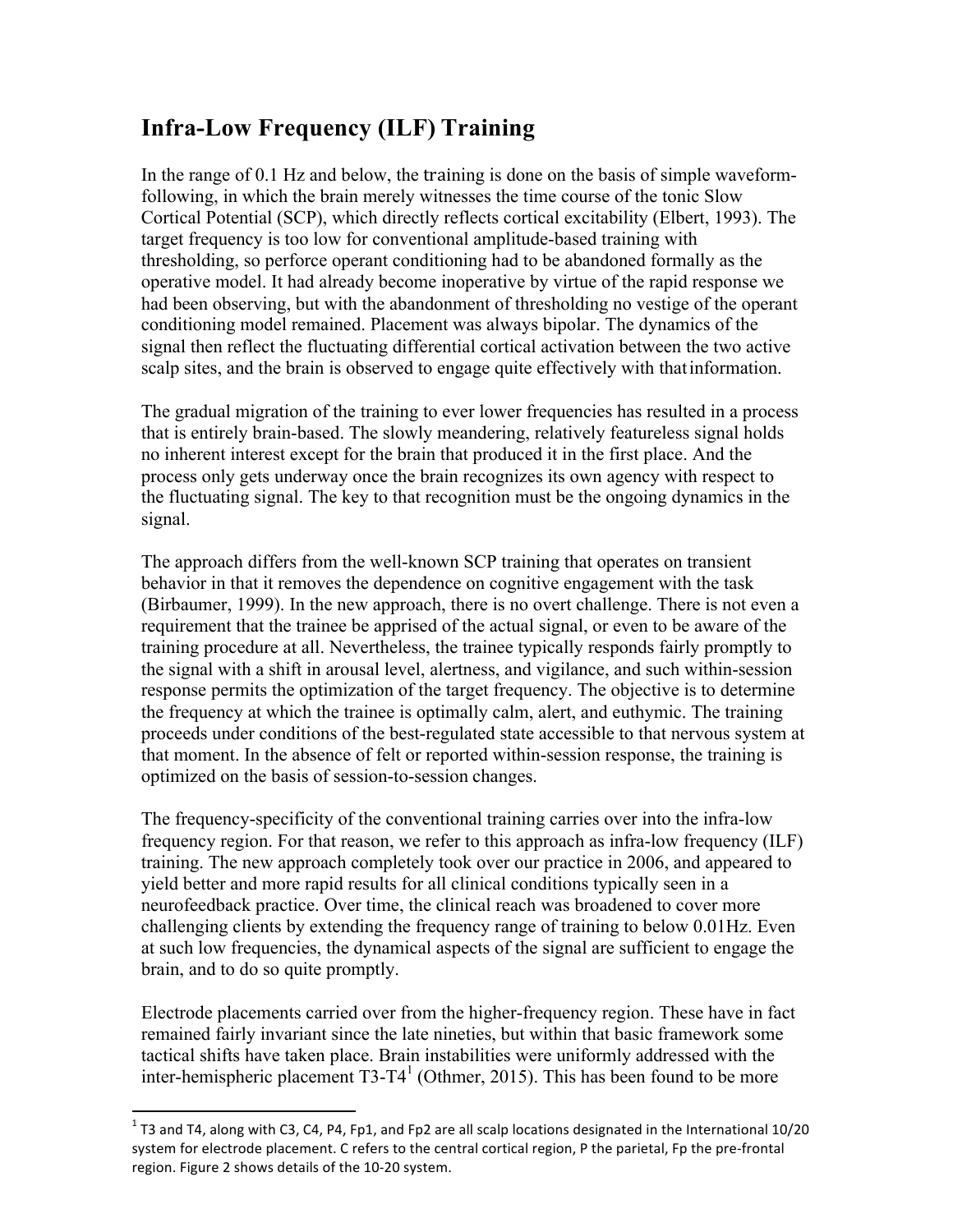## Infra-Low Frequency (ILF) Training

In the range of 0.1 Hz and below, the training is done on the basis of simple waveform-following, in which the brain merely witnesses the time course of the tonic Slow Cortical Potential (SCP), which directly reflects cortical excitability (Elbert, 1993). The target frequency is too low for conventional amplitude-based training with thresholding, so perforce operant conditioning had to be abandoned formally as the operative model. It had already become inoperative by virtue of the rapid response we had been observing, but with the abandonment of thresholding no vestige of the operant conditioning model remained. Placement was always bipolar. The dynamics of the signal then reflect the fluctuating differential cortical activation between the two active scalp sites, and the brain is observed to engage quite effectively with that information.

The gradual migration of the training to ever lower frequencies has resulted in a process that is entirely brain-based. The slowly meandering, relatively featureless signal holds no inherent interest except for the brain that produced it in the first place. And the process only gets underway once the brain recognizes its own agency with respect to the fluctuating signal. The key to that recognition must be the ongoing dynamics in the signal.

The approach differs from the well-known SCP training that operates on transient behavior in that it removes the dependence on cognitive engagement with the task (Birbaumer, 1999). In the new approach, there is no overt challenge. There is not even a requirement that the trainee be apprised of the actual signal, or even to be aware of the training procedure at all. Nevertheless, the trainee typically responds fairly promptly to the signal with a shift in arousal level, alertness, and vigilance, and such within-session response permits the optimization of the target frequency. The objective is to determine the frequency at which the trainee is optimally calm, alert, and euthymic. The training proceeds under conditions of the best-regulated state accessible to that nervous system at that moment. In the absence of felt or reported within-session response, the training is optimized on the basis of session-to-session changes.

The frequency-specificity of the conventional training carries over into the infra-low frequency region. For that reason, we refer to this approach as infra-low frequency (ILF) training. The new approach completely took over our practice in 2006, and appeared to yield better and more rapid results for all clinical conditions typically seen in a neurofeedback practice. Over time, the clinical reach was broadened to cover more challenging clients by extending the frequency range of training to below 0.01Hz. Even at such low frequencies, the dynamical aspects of the signal are sufficient to engage the brain, and to do so quite promptly.

Electrode placements carried over from the higher-frequency region. These have in fact remained fairly invariant since the late nineties, but within that basic framework some tactical shifts have taken place. Brain instabilities were uniformly addressed with the inter-hemispheric placement T3-T4[1] (Othmer, 2015). This has been found to be more

[1] T3 and T4, along with C3, C4, P4, Fp1, and Fp2 are all scalp locations designated in the International 10/20 system for electrode placement. C refers to the central cortical region, P the parietal, Fp the pre-frontal region. Figure 2 shows details of the 10-20 system.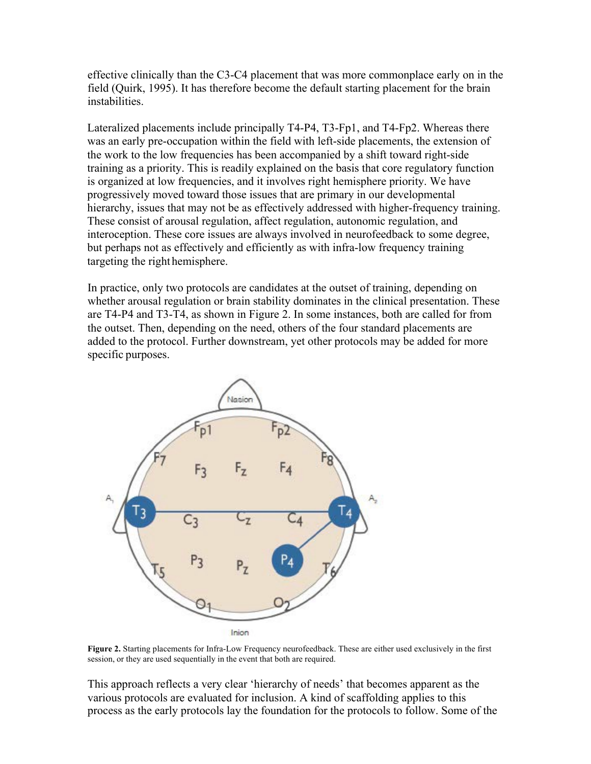effective clinically than the C3-C4 placement that was more commonplace early on in the field (Quirk, 1995). It has therefore become the default starting placement for the brain instabilities.

Lateralized placements include principally T4-P4, T3-Fp1, and T4-Fp2. Whereas there was an early pre-occupation within the field with left-side placements, the extension of the work to the low frequencies has been accompanied by a shift toward right-side training as a priority. This is readily explained on the basis that core regulatory function is organized at low frequencies, and it involves right hemisphere priority. We have progressively moved toward those issues that are primary in our developmental hierarchy, issues that may not be as effectively addressed with higher-frequency training. These consist of arousal regulation, affect regulation, autonomic regulation, and interoception. These core issues are always involved in neurofeedback to some degree, but perhaps not as effectively and efficiently as with infra-low frequency training targeting the right hemisphere.

In practice, only two protocols are candidates at the outset of training, depending on whether arousal regulation or brain stability dominates in the clinical presentation. These are T4-P4 and T3-T4, as shown in Figure 2. In some instances, both are called for from the outset. Then, depending on the need, others of the four standard placements are added to the protocol. Further downstream, yet other protocols may be added for more specific purposes.

**Figure 2.** Starting placements for Infra-Low Frequency neurofeedback. These are either used exclusively in the first session, or they are used sequentially in the event that both are required.

This approach reflects a very clear 'hierarchy of needs' that becomes apparent as the various protocols are evaluated for inclusion. A kind of scaffolding applies to this process as the early protocols lay the foundation for the protocols to follow. Some of the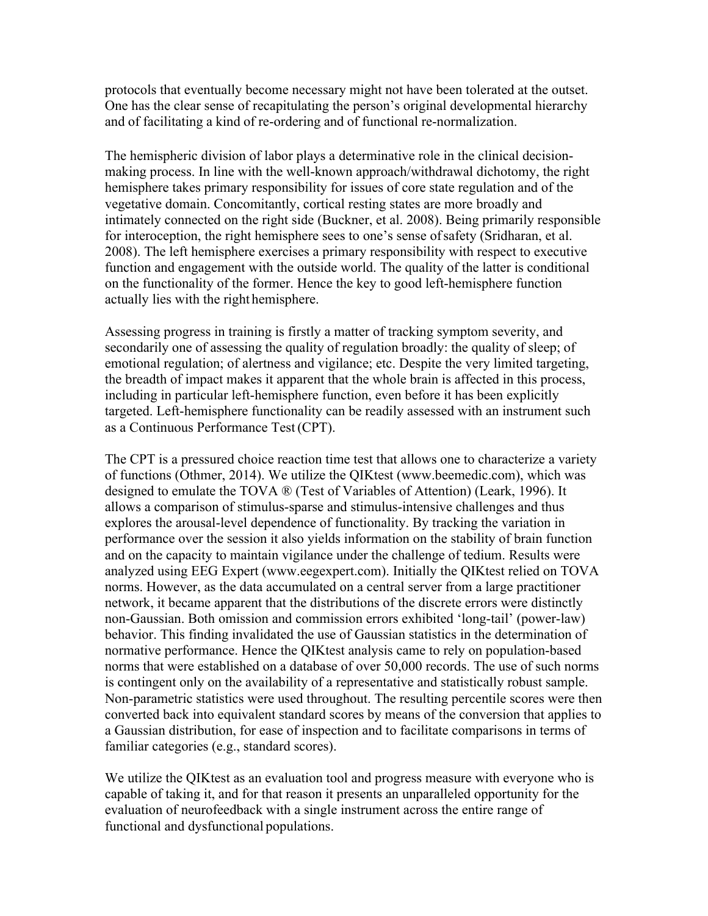protocols that eventually become necessary might not have been tolerated at the outset. One has the clear sense of recapitulating the person's original developmental hierarchy and of facilitating a kind of re-ordering and of functional re-normalization.

The hemispheric division of labor plays a determinative role in the clinical decision-making process. In line with the well-known approach/withdrawal dichotomy, the right hemisphere takes primary responsibility for issues of core state regulation and of the vegetative domain. Concomitantly, cortical resting states are more broadly and intimately connected on the right side (Buckner, et al. 2008). Being primarily responsible for interoception, the right hemisphere sees to one's sense of safety (Sridharan, et al. 2008). The left hemisphere exercises a primary responsibility with respect to executive function and engagement with the outside world. The quality of the latter is conditional on the functionality of the former. Hence the key to good left-hemisphere function actually lies with the right hemisphere.

Assessing progress in training is firstly a matter of tracking symptom severity, and secondarily one of assessing the quality of regulation broadly: the quality of sleep; of emotional regulation; of alertness and vigilance; etc. Despite the very limited targeting, the breadth of impact makes it apparent that the whole brain is affected in this process, including in particular left-hemisphere function, even before it has been explicitly targeted. Left-hemisphere functionality can be readily assessed with an instrument such as a Continuous Performance Test (CPT).

The CPT is a pressured choice reaction time test that allows one to characterize a variety of functions (Othmer, 2014). We utilize the QIKtest (www.beemedic.com), which was designed to emulate the TOVA ® (Test of Variables of Attention) (Leark, 1996). It allows a comparison of stimulus-sparse and stimulus-intensive challenges and thus explores the arousal-level dependence of functionality. By tracking the variation in performance over the session it also yields information on the stability of brain function and on the capacity to maintain vigilance under the challenge of tedium. Results were analyzed using EEG Expert (www.eegexpert.com). Initially the QIKtest relied on TOVA norms. However, as the data accumulated on a central server from a large practitioner network, it became apparent that the distributions of the discrete errors were distinctly non-Gaussian. Both omission and commission errors exhibited 'long-tail' (power-law) behavior. This finding invalidated the use of Gaussian statistics in the determination of normative performance. Hence the QIKtest analysis came to rely on population-based norms that were established on a database of over 50,000 records. The use of such norms is contingent only on the availability of a representative and statistically robust sample. Non-parametric statistics were used throughout. The resulting percentile scores were then converted back into equivalent standard scores by means of the conversion that applies to a Gaussian distribution, for ease of inspection and to facilitate comparisons in terms of familiar categories (e.g., standard scores).

We utilize the QIKtest as an evaluation tool and progress measure with everyone who is capable of taking it, and for that reason it presents an unparalleled opportunity for the evaluation of neurofeedback with a single instrument across the entire range of functional and dysfunctional populations.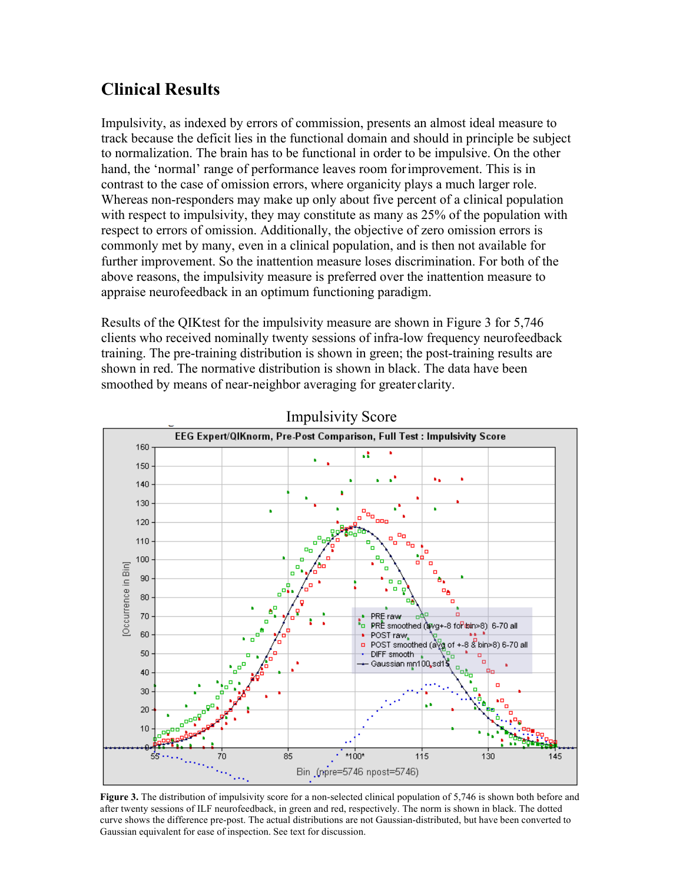## Clinical Results

Impulsivity, as indexed by errors of commission, presents an almost ideal measure to track because the deficit lies in the functional domain and should in principle be subject to normalization. The brain has to be functional in order to be impulsive. On the other hand, the 'normal' range of performance leaves room for improvement. This is in contrast to the case of omission errors, where organicity plays a much larger role. Whereas non-responders may make up only about five percent of a clinical population with respect to impulsivity, they may constitute as many as 25% of the population with respect to errors of omission. Additionally, the objective of zero omission errors is commonly met by many, even in a clinical population, and is then not available for further improvement. So the inattention measure loses discrimination. For both of the above reasons, the impulsivity measure is preferred over the inattention measure to appraise neurofeedback in an optimum functioning paradigm.

Results of the QIKtest for the impulsivity measure are shown in Figure 3 for 5,746 clients who received nominally twenty sessions of infra-low frequency neurofeedback training. The pre-training distribution is shown in green; the post-training results are shown in red. The normative distribution is shown in black. The data have been smoothed by means of near-neighbor averaging for greater clarity.

Impulsivity Score

**Figure 3.** The distribution of impulsivity score for a non-selected clinical population of 5,746 is shown both before and after twenty sessions of ILF neurofeedback, in green and red, respectively. The norm is shown in black. The dotted curve shows the difference pre-post. The actual distributions are not Gaussian-distributed, but have been converted to Gaussian equivalent for ease of inspection. See text for discussion.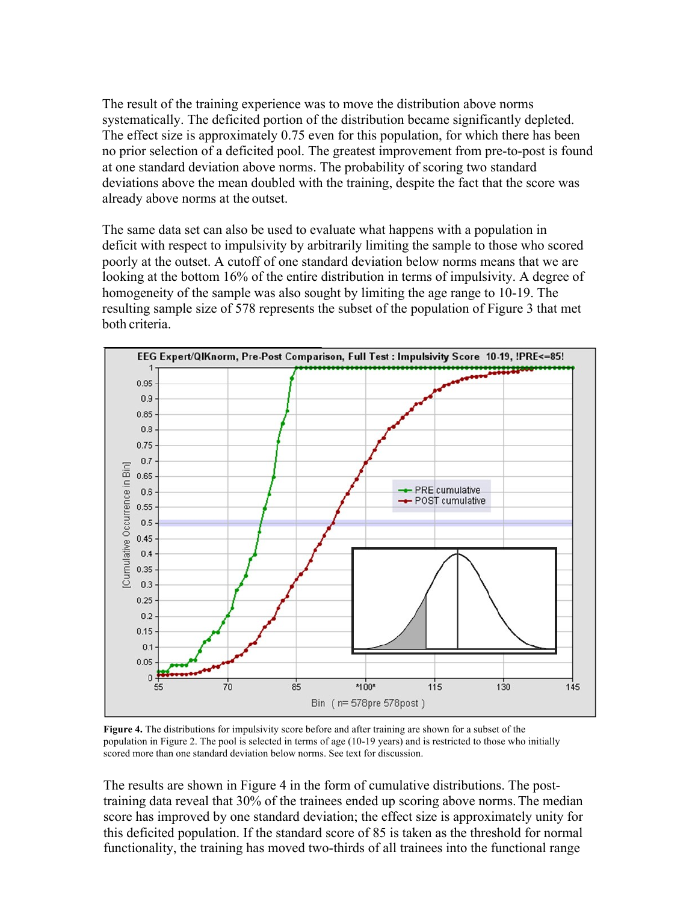The result of the training experience was to move the distribution above norms systematically. The deficited portion of the distribution became significantly depleted. The effect size is approximately 0.75 even for this population, for which there has been no prior selection of a deficited pool. The greatest improvement from pre-to-post is found at one standard deviation above norms. The probability of scoring two standard deviations above the mean doubled with the training, despite the fact that the score was already above norms at the outset.

The same data set can also be used to evaluate what happens with a population in deficit with respect to impulsivity by arbitrarily limiting the sample to those who scored poorly at the outset. A cutoff of one standard deviation below norms means that we are looking at the bottom 16% of the entire distribution in terms of impulsivity. A degree of homogeneity of the sample was also sought by limiting the age range to 10-19. The resulting sample size of 578 represents the subset of the population of Figure 3 that met both criteria.

**Figure 4.** The distributions for impulsivity score before and after training are shown for a subset of the population in Figure 2. The pool is selected in terms of age (10-19 years) and is restricted to those who initially scored more than one standard deviation below norms. See text for discussion.

The results are shown in Figure 4 in the form of cumulative distributions. The post-training data reveal that 30% of the trainees ended up scoring above norms. The median score has improved by one standard deviation; the effect size is approximately unity for this deficited population. If the standard score of 85 is taken as the threshold for normal functionality, the training has moved two-thirds of all trainees into the functional range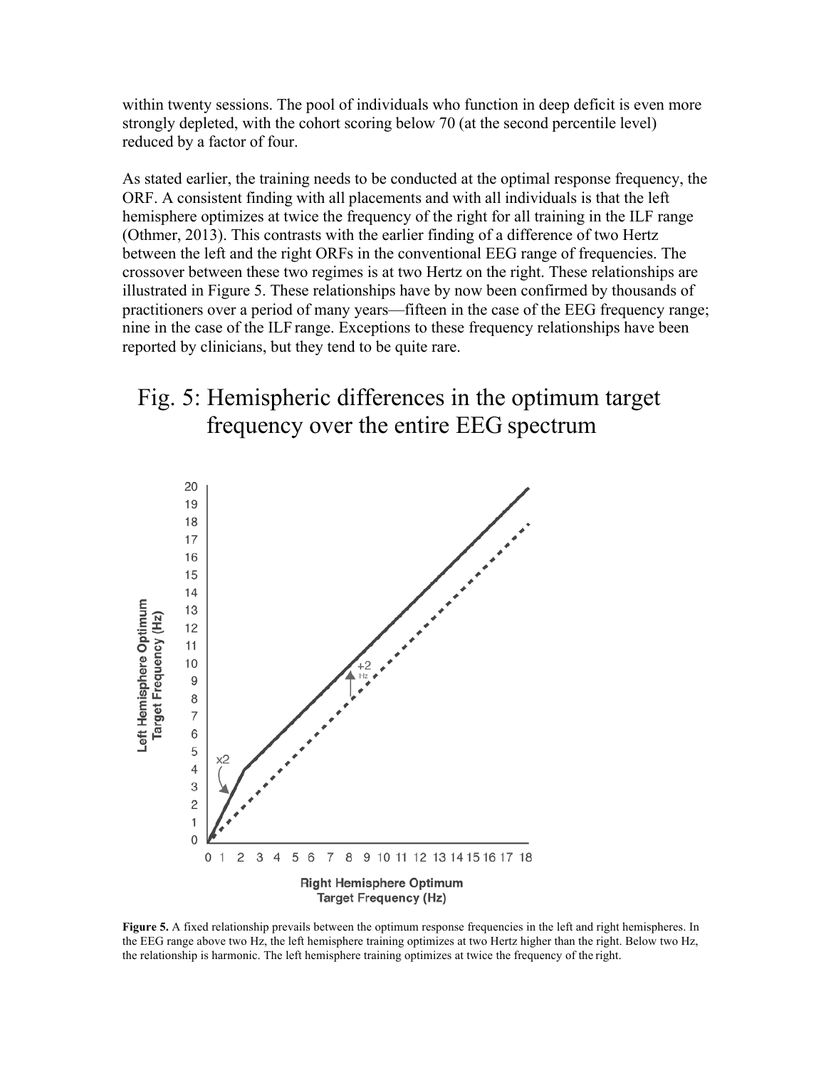within twenty sessions. The pool of individuals who function in deep deficit is even more strongly depleted, with the cohort scoring below 70 (at the second percentile level) reduced by a factor of four.

As stated earlier, the training needs to be conducted at the optimal response frequency, the ORF. A consistent finding with all placements and with all individuals is that the left hemisphere optimizes at twice the frequency of the right for all training in the ILF range (Othmer, 2013). This contrasts with the earlier finding of a difference of two Hertz between the left and the right ORFs in the conventional EEG range of frequencies. The crossover between these two regimes is at two Hertz on the right. These relationships are illustrated in Figure 5. These relationships have by now been confirmed by thousands of practitioners over a period of many years—fifteen in the case of the EEG frequency range; nine in the case of the ILF range. Exceptions to these frequency relationships have been reported by clinicians, but they tend to be quite rare.

## Fig. 5: Hemispheric differences in the optimum target frequency over the entire EEG spectrum

**Figure 5.** A fixed relationship prevails between the optimum response frequencies in the left and right hemispheres. In the EEG range above two Hz, the left hemisphere training optimizes at two Hertz higher than the right. Below two Hz, the relationship is harmonic. The left hemisphere training optimizes at twice the frequency of the right.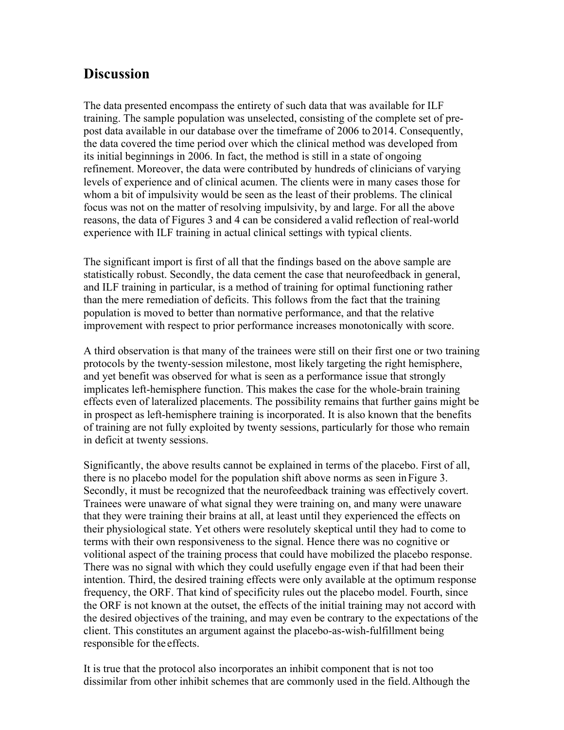## Discussion

The data presented encompass the entirety of such data that was available for ILF training. The sample population was unselected, consisting of the complete set of pre-post data available in our database over the timeframe of 2006 to 2014. Consequently, the data covered the time period over which the clinical method was developed from its initial beginnings in 2006. In fact, the method is still in a state of ongoing refinement. Moreover, the data were contributed by hundreds of clinicians of varying levels of experience and of clinical acumen. The clients were in many cases those for whom a bit of impulsivity would be seen as the least of their problems. The clinical focus was not on the matter of resolving impulsivity, by and large. For all the above reasons, the data of Figures 3 and 4 can be considered a valid reflection of real-world experience with ILF training in actual clinical settings with typical clients.

The significant import is first of all that the findings based on the above sample are statistically robust. Secondly, the data cement the case that neurofeedback in general, and ILF training in particular, is a method of training for optimal functioning rather than the mere remediation of deficits. This follows from the fact that the training population is moved to better than normative performance, and that the relative improvement with respect to prior performance increases monotonically with score.

A third observation is that many of the trainees were still on their first one or two training protocols by the twenty-session milestone, most likely targeting the right hemisphere, and yet benefit was observed for what is seen as a performance issue that strongly implicates left-hemisphere function. This makes the case for the whole-brain training effects even of lateralized placements. The possibility remains that further gains might be in prospect as left-hemisphere training is incorporated. It is also known that the benefits of training are not fully exploited by twenty sessions, particularly for those who remain in deficit at twenty sessions.

Significantly, the above results cannot be explained in terms of the placebo. First of all, there is no placebo model for the population shift above norms as seen in Figure 3. Secondly, it must be recognized that the neurofeedback training was effectively covert. Trainees were unaware of what signal they were training on, and many were unaware that they were training their brains at all, at least until they experienced the effects on their physiological state. Yet others were resolutely skeptical until they had to come to terms with their own responsiveness to the signal. Hence there was no cognitive or volitional aspect of the training process that could have mobilized the placebo response. There was no signal with which they could usefully engage even if that had been their intention. Third, the desired training effects were only available at the optimum response frequency, the ORF. That kind of specificity rules out the placebo model. Fourth, since the ORF is not known at the outset, the effects of the initial training may not accord with the desired objectives of the training, and may even be contrary to the expectations of the client. This constitutes an argument against the placebo-as-wish-fulfillment being responsible for the effects.

It is true that the protocol also incorporates an inhibit component that is not too dissimilar from other inhibit schemes that are commonly used in the field. Although the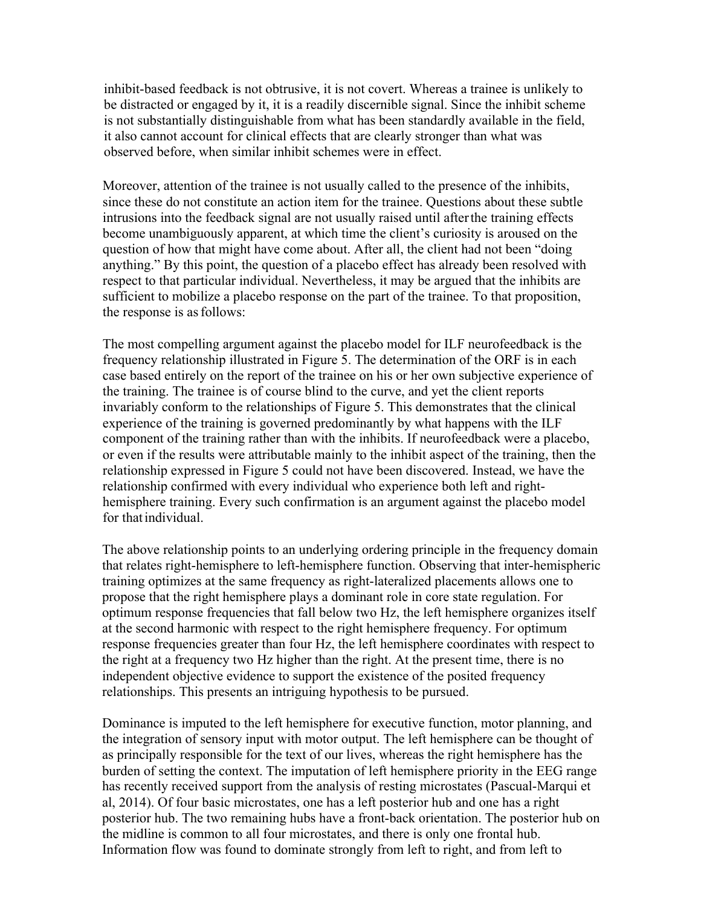inhibit-based feedback is not obtrusive, it is not covert. Whereas a trainee is unlikely to be distracted or engaged by it, it is a readily discernible signal. Since the inhibit scheme is not substantially distinguishable from what has been standardly available in the field, it also cannot account for clinical effects that are clearly stronger than what was observed before, when similar inhibit schemes were in effect.

Moreover, attention of the trainee is not usually called to the presence of the inhibits, since these do not constitute an action item for the trainee. Questions about these subtle intrusions into the feedback signal are not usually raised until after the training effects become unambiguously apparent, at which time the client's curiosity is aroused on the question of how that might have come about. After all, the client had not been "doing anything." By this point, the question of a placebo effect has already been resolved with respect to that particular individual. Nevertheless, it may be argued that the inhibits are sufficient to mobilize a placebo response on the part of the trainee. To that proposition, the response is as follows:

The most compelling argument against the placebo model for ILF neurofeedback is the frequency relationship illustrated in Figure 5. The determination of the ORF is in each case based entirely on the report of the trainee on his or her own subjective experience of the training. The trainee is of course blind to the curve, and yet the client reports invariably conform to the relationships of Figure 5. This demonstrates that the clinical experience of the training is governed predominantly by what happens with the ILF component of the training rather than with the inhibits. If neurofeedback were a placebo, or even if the results were attributable mainly to the inhibit aspect of the training, then the relationship expressed in Figure 5 could not have been discovered. Instead, we have the relationship confirmed with every individual who experience both left and right-hemisphere training. Every such confirmation is an argument against the placebo model for that individual.

The above relationship points to an underlying ordering principle in the frequency domain that relates right-hemisphere to left-hemisphere function. Observing that inter-hemispheric training optimizes at the same frequency as right-lateralized placements allows one to propose that the right hemisphere plays a dominant role in core state regulation. For optimum response frequencies that fall below two Hz, the left hemisphere organizes itself at the second harmonic with respect to the right hemisphere frequency. For optimum response frequencies greater than four Hz, the left hemisphere coordinates with respect to the right at a frequency two Hz higher than the right. At the present time, there is no independent objective evidence to support the existence of the posited frequency relationships. This presents an intriguing hypothesis to be pursued.

Dominance is imputed to the left hemisphere for executive function, motor planning, and the integration of sensory input with motor output. The left hemisphere can be thought of as principally responsible for the text of our lives, whereas the right hemisphere has the burden of setting the context. The imputation of left hemisphere priority in the EEG range has recently received support from the analysis of resting microstates (Pascual-Marqui et al, 2014). Of four basic microstates, one has a left posterior hub and one has a right posterior hub. The two remaining hubs have a front-back orientation. The posterior hub on the midline is common to all four microstates, and there is only one frontal hub. Information flow was found to dominate strongly from left to right, and from left to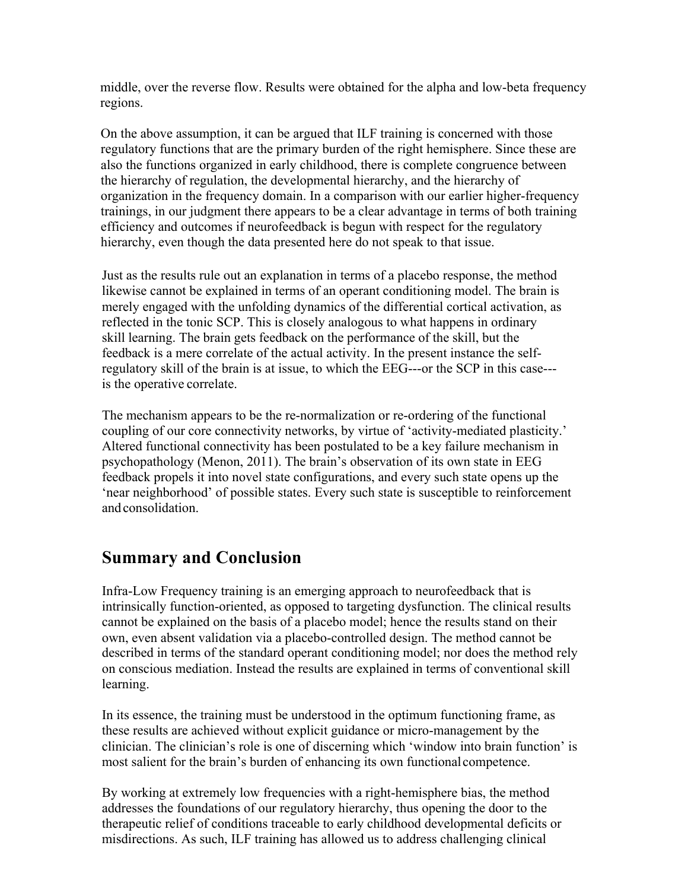middle, over the reverse flow. Results were obtained for the alpha and low-beta frequency regions.

On the above assumption, it can be argued that ILF training is concerned with those regulatory functions that are the primary burden of the right hemisphere. Since these are also the functions organized in early childhood, there is complete congruence between the hierarchy of regulation, the developmental hierarchy, and the hierarchy of organization in the frequency domain. In a comparison with our earlier higher-frequency trainings, in our judgment there appears to be a clear advantage in terms of both training efficiency and outcomes if neurofeedback is begun with respect for the regulatory hierarchy, even though the data presented here do not speak to that issue.

Just as the results rule out an explanation in terms of a placebo response, the method likewise cannot be explained in terms of an operant conditioning model. The brain is merely engaged with the unfolding dynamics of the differential cortical activation, as reflected in the tonic SCP. This is closely analogous to what happens in ordinary skill learning. The brain gets feedback on the performance of the skill, but the feedback is a mere correlate of the actual activity. In the present instance the self-regulatory skill of the brain is at issue, to which the EEG---or the SCP in this case---is the operative correlate.

The mechanism appears to be the re-normalization or re-ordering of the functional coupling of our core connectivity networks, by virtue of 'activity-mediated plasticity.' Altered functional connectivity has been postulated to be a key failure mechanism in psychopathology (Menon, 2011). The brain's observation of its own state in EEG feedback propels it into novel state configurations, and every such state opens up the 'near neighborhood' of possible states. Every such state is susceptible to reinforcement and consolidation.

## Summary and Conclusion

Infra-Low Frequency training is an emerging approach to neurofeedback that is intrinsically function-oriented, as opposed to targeting dysfunction. The clinical results cannot be explained on the basis of a placebo model; hence the results stand on their own, even absent validation via a placebo-controlled design. The method cannot be described in terms of the standard operant conditioning model; nor does the method rely on conscious mediation. Instead the results are explained in terms of conventional skill learning.

In its essence, the training must be understood in the optimum functioning frame, as these results are achieved without explicit guidance or micro-management by the clinician. The clinician's role is one of discerning which 'window into brain function' is most salient for the brain's burden of enhancing its own functional competence.

By working at extremely low frequencies with a right-hemisphere bias, the method addresses the foundations of our regulatory hierarchy, thus opening the door to the therapeutic relief of conditions traceable to early childhood developmental deficits or misdirections. As such, ILF training has allowed us to address challenging clinical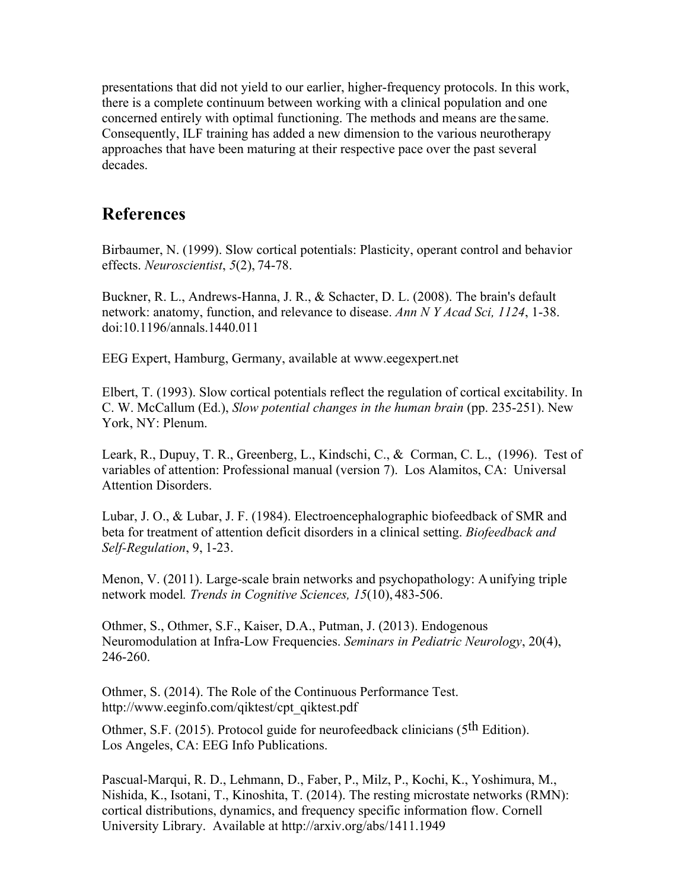presentations that did not yield to our earlier, higher-frequency protocols. In this work, there is a complete continuum between working with a clinical population and one concerned entirely with optimal functioning. The methods and means are the same. Consequently, ILF training has added a new dimension to the various neurotherapy approaches that have been maturing at their respective pace over the past several decades.

## References

Birbaumer, N. (1999). Slow cortical potentials: Plasticity, operant control and behavior effects. *Neuroscientist*, *5*(2), 74-78.

Buckner, R. L., Andrews-Hanna, J. R., & Schacter, D. L. (2008). The brain's default network: anatomy, function, and relevance to disease. *Ann N Y Acad Sci, 1124*, 1-38. doi:10.1196/annals.1440.011

EEG Expert, Hamburg, Germany, available at www.eegexpert.net

Elbert, T. (1993). Slow cortical potentials reflect the regulation of cortical excitability. In C. W. McCallum (Ed.), *Slow potential changes in the human brain* (pp. 235-251). New York, NY: Plenum.

Leark, R., Dupuy, T. R., Greenberg, L., Kindschi, C., & Corman, C. L., (1996). Test of variables of attention: Professional manual (version 7). Los Alamitos, CA: Universal Attention Disorders.

Lubar, J. O., & Lubar, J. F. (1984). Electroencephalographic biofeedback of SMR and beta for treatment of attention deficit disorders in a clinical setting. *Biofeedback and Self-Regulation*, 9, 1-23.

Menon, V. (2011). Large-scale brain networks and psychopathology: A unifying triple network model. *Trends in Cognitive Sciences, 15*(10), 483-506.

Othmer, S., Othmer, S.F., Kaiser, D.A., Putman, J. (2013). Endogenous Neuromodulation at Infra-Low Frequencies. *Seminars in Pediatric Neurology*, 20(4), 246-260.

Othmer, S. (2014). The Role of the Continuous Performance Test. http://www.eeginfo.com/qiktest/cpt_qiktest.pdf

Othmer, S.F. (2015). Protocol guide for neurofeedback clinicians (5th Edition). Los Angeles, CA: EEG Info Publications.

Pascual-Marqui, R. D., Lehmann, D., Faber, P., Milz, P., Kochi, K., Yoshimura, M., Nishida, K., Isotani, T., Kinoshita, T. (2014). The resting microstate networks (RMN): cortical distributions, dynamics, and frequency specific information flow. Cornell University Library. Available at http://arxiv.org/abs/1411.1949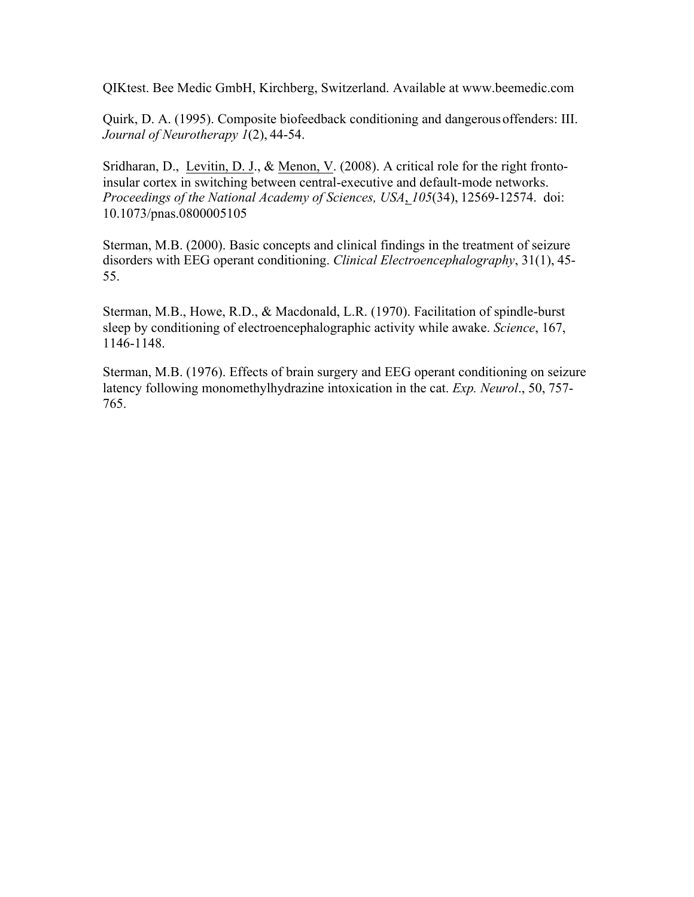QIKtest. Bee Medic GmbH, Kirchberg, Switzerland. Available at www.beemedic.com

Quirk, D. A. (1995). Composite biofeedback conditioning and dangerous offenders: III. *Journal of Neurotherapy 1*(2), 44-54.

Sridharan, D., Levitin, D. J., & Menon, V. (2008). A critical role for the right fronto-insular cortex in switching between central-executive and default-mode networks. *Proceedings of the National Academy of Sciences, USA, 105*(34), 12569-12574. doi: 10.1073/pnas.0800005105

Sterman, M.B. (2000). Basic concepts and clinical findings in the treatment of seizure disorders with EEG operant conditioning. *Clinical Electroencephalography*, 31(1), 45-55.

Sterman, M.B., Howe, R.D., & Macdonald, L.R. (1970). Facilitation of spindle-burst sleep by conditioning of electroencephalographic activity while awake. *Science*, 167, 1146-1148.

Sterman, M.B. (1976). Effects of brain surgery and EEG operant conditioning on seizure latency following monomethylhydrazine intoxication in the cat. *Exp. Neurol*., 50, 757-765.